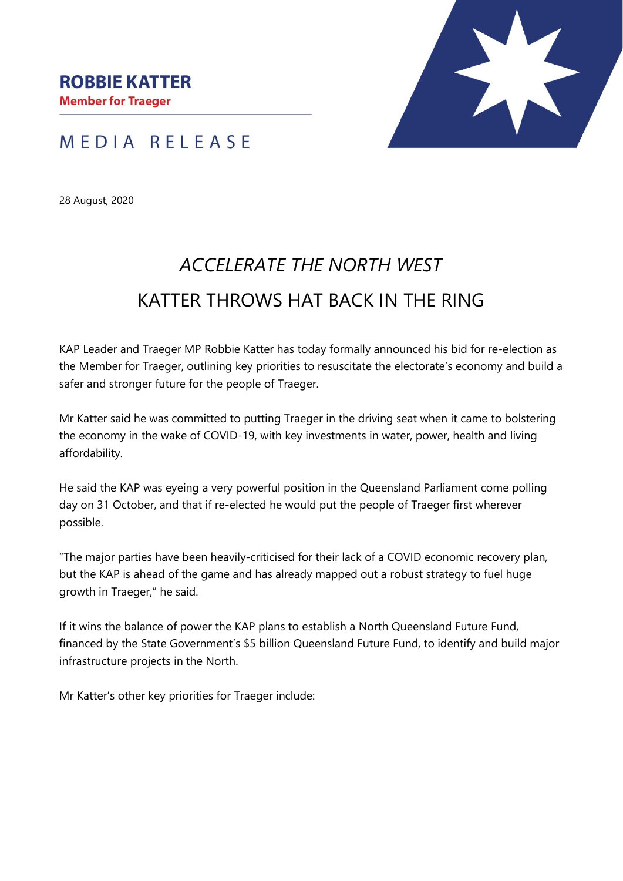**ROBBIE KATTER**
**Member for Traeger**

MEDIA RELEASE

28 August, 2020

# *ACCELERATE THE NORTH WEST*

# KATTER THROWS HAT BACK IN THE RING

KAP Leader and Traeger MP Robbie Katter has today formally announced his bid for re-election as the Member for Traeger, outlining key priorities to resuscitate the electorate's economy and build a safer and stronger future for the people of Traeger.

Mr Katter said he was committed to putting Traeger in the driving seat when it came to bolstering the economy in the wake of COVID-19, with key investments in water, power, health and living affordability.

He said the KAP was eyeing a very powerful position in the Queensland Parliament come polling day on 31 October, and that if re-elected he would put the people of Traeger first wherever possible.

"The major parties have been heavily-criticised for their lack of a COVID economic recovery plan, but the KAP is ahead of the game and has already mapped out a robust strategy to fuel huge growth in Traeger," he said.

If it wins the balance of power the KAP plans to establish a North Queensland Future Fund, financed by the State Government's $5 billion Queensland Future Fund, to identify and build major infrastructure projects in the North.

Mr Katter's other key priorities for Traeger include: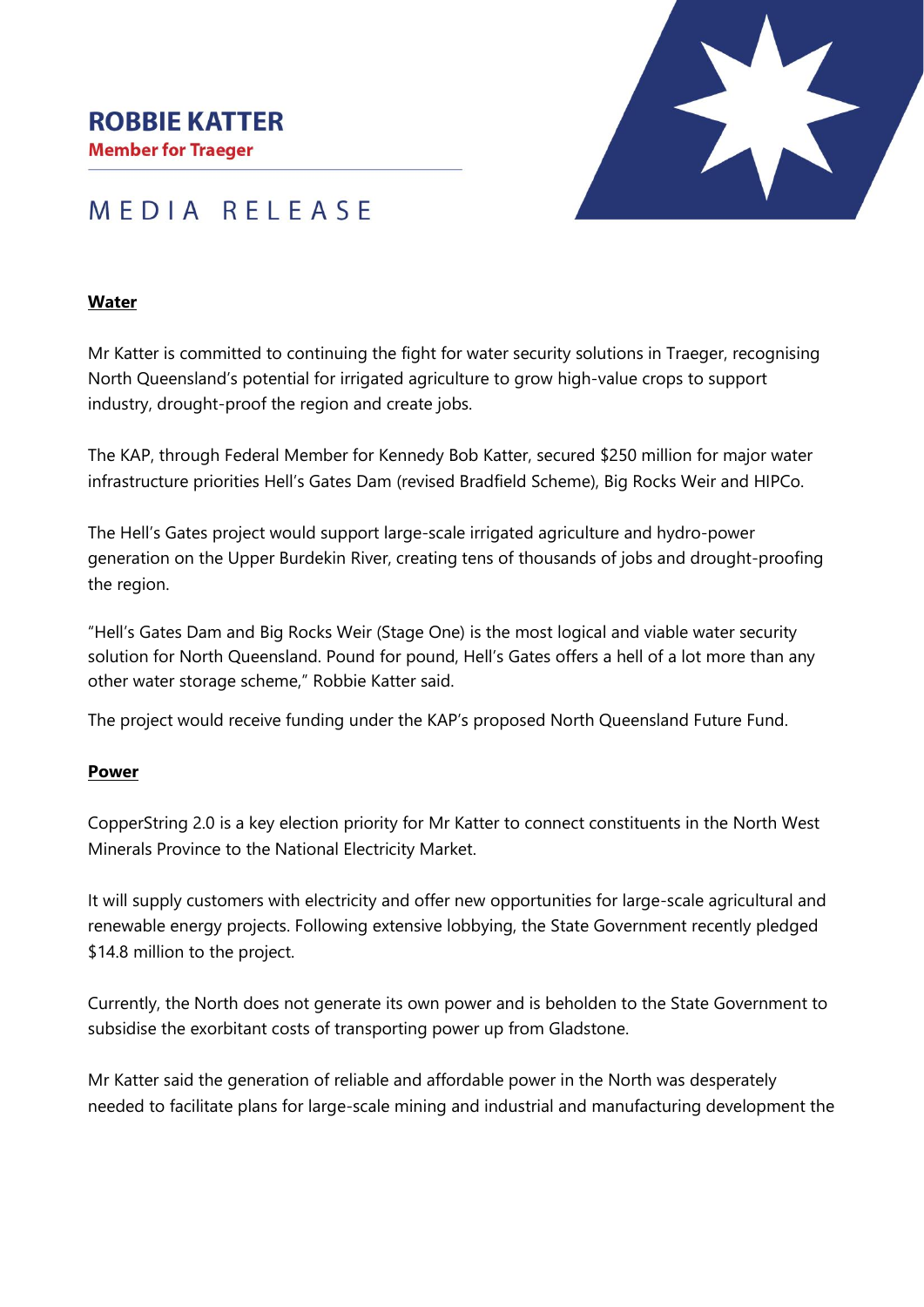# ROBBIE KATTER

**Member for Traeger**

MEDIA RELEASE

**Water**

Mr Katter is committed to continuing the fight for water security solutions in Traeger, recognising North Queensland's potential for irrigated agriculture to grow high-value crops to support industry, drought-proof the region and create jobs.

The KAP, through Federal Member for Kennedy Bob Katter, secured $250 million for major water infrastructure priorities Hell's Gates Dam (revised Bradfield Scheme), Big Rocks Weir and HIPCo.

The Hell's Gates project would support large-scale irrigated agriculture and hydro-power generation on the Upper Burdekin River, creating tens of thousands of jobs and drought-proofing the region.

"Hell's Gates Dam and Big Rocks Weir (Stage One) is the most logical and viable water security solution for North Queensland. Pound for pound, Hell's Gates offers a hell of a lot more than any other water storage scheme," Robbie Katter said.

The project would receive funding under the KAP's proposed North Queensland Future Fund.

**Power**

CopperString 2.0 is a key election priority for Mr Katter to connect constituents in the North West Minerals Province to the National Electricity Market.

It will supply customers with electricity and offer new opportunities for large-scale agricultural and renewable energy projects. Following extensive lobbying, the State Government recently pledged $14.8 million to the project.

Currently, the North does not generate its own power and is beholden to the State Government to subsidise the exorbitant costs of transporting power up from Gladstone.

Mr Katter said the generation of reliable and affordable power in the North was desperately needed to facilitate plans for large-scale mining and industrial and manufacturing development the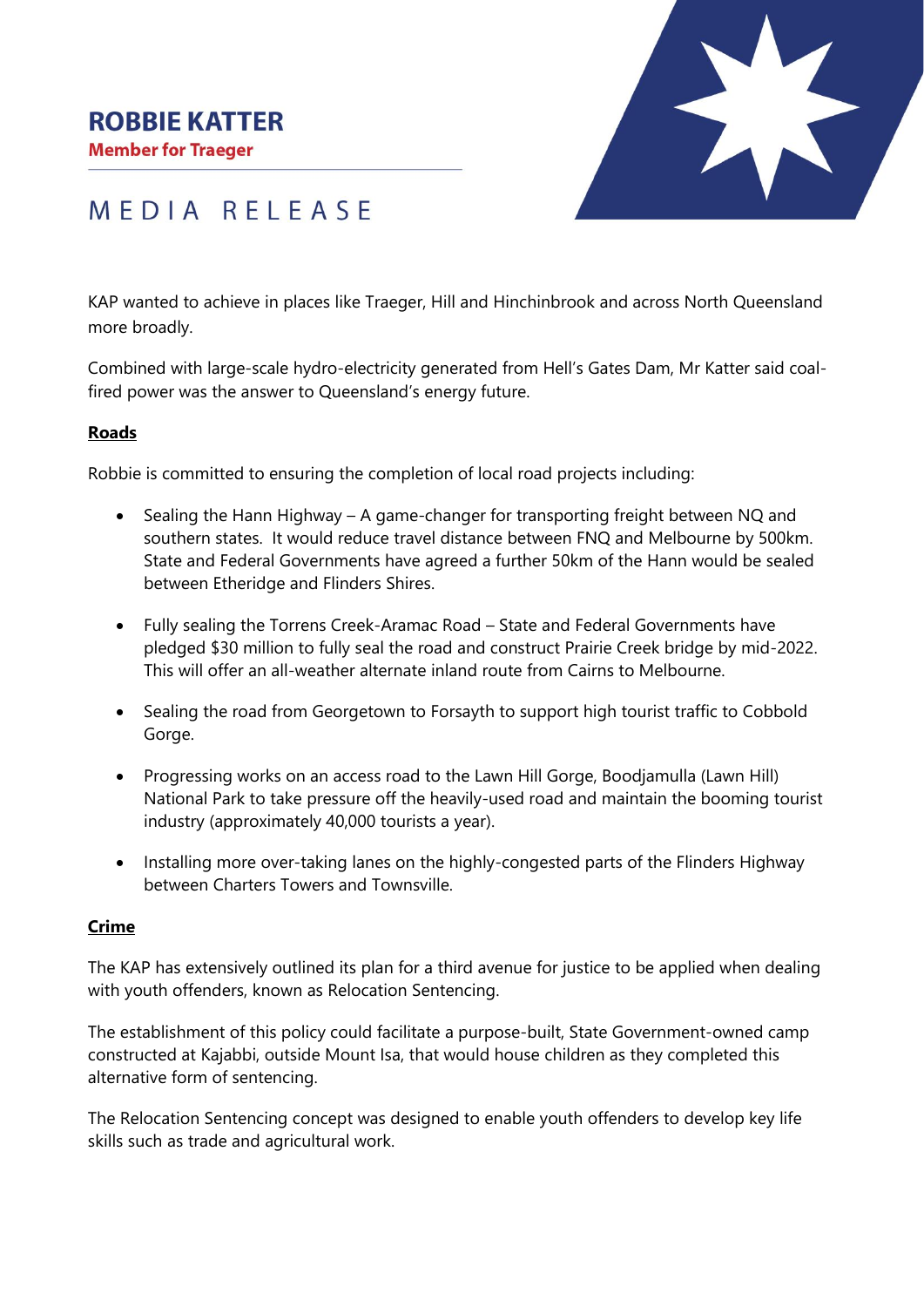KAP wanted to achieve in places like Traeger, Hill and Hinchinbrook and across North Queensland more broadly.

Combined with large-scale hydro-electricity generated from Hell's Gates Dam, Mr Katter said coal-fired power was the answer to Queensland's energy future.

**Roads**

Robbie is committed to ensuring the completion of local road projects including:

- Sealing the Hann Highway – A game-changer for transporting freight between NQ and southern states. It would reduce travel distance between FNQ and Melbourne by 500km. State and Federal Governments have agreed a further 50km of the Hann would be sealed between Etheridge and Flinders Shires.
- Fully sealing the Torrens Creek-Aramac Road – State and Federal Governments have pledged $30 million to fully seal the road and construct Prairie Creek bridge by mid-2022. This will offer an all-weather alternate inland route from Cairns to Melbourne.
- Sealing the road from Georgetown to Forsayth to support high tourist traffic to Cobbold Gorge.
- Progressing works on an access road to the Lawn Hill Gorge, Boodjamulla (Lawn Hill) National Park to take pressure off the heavily-used road and maintain the booming tourist industry (approximately 40,000 tourists a year).
- Installing more over-taking lanes on the highly-congested parts of the Flinders Highway between Charters Towers and Townsville.

**Crime**

The KAP has extensively outlined its plan for a third avenue for justice to be applied when dealing with youth offenders, known as Relocation Sentencing.

The establishment of this policy could facilitate a purpose-built, State Government-owned camp constructed at Kajabbi, outside Mount Isa, that would house children as they completed this alternative form of sentencing.

The Relocation Sentencing concept was designed to enable youth offenders to develop key life skills such as trade and agricultural work.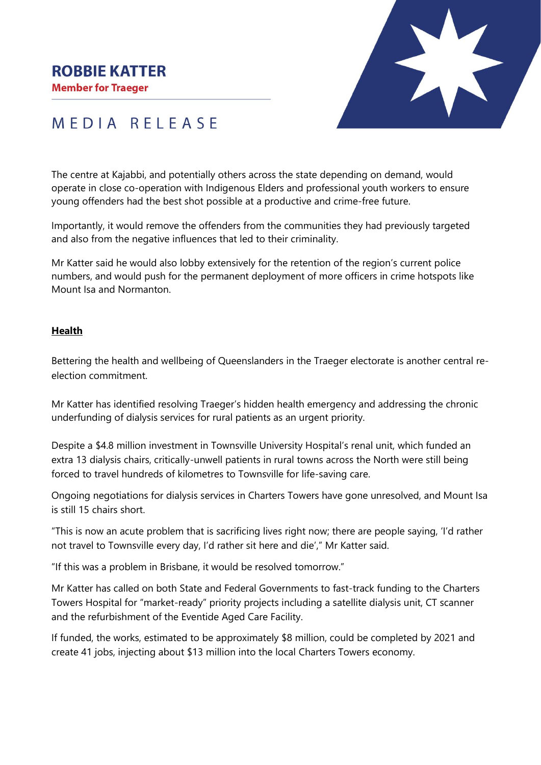The centre at Kajabbi, and potentially others across the state depending on demand, would operate in close co-operation with Indigenous Elders and professional youth workers to ensure young offenders had the best shot possible at a productive and crime-free future.

Importantly, it would remove the offenders from the communities they had previously targeted and also from the negative influences that led to their criminality.

Mr Katter said he would also lobby extensively for the retention of the region's current police numbers, and would push for the permanent deployment of more officers in crime hotspots like Mount Isa and Normanton.

## Health

Bettering the health and wellbeing of Queenslanders in the Traeger electorate is another central re-election commitment.

Mr Katter has identified resolving Traeger's hidden health emergency and addressing the chronic underfunding of dialysis services for rural patients as an urgent priority.

Despite a $4.8 million investment in Townsville University Hospital's renal unit, which funded an extra 13 dialysis chairs, critically-unwell patients in rural towns across the North were still being forced to travel hundreds of kilometres to Townsville for life-saving care.

Ongoing negotiations for dialysis services in Charters Towers have gone unresolved, and Mount Isa is still 15 chairs short.

"This is now an acute problem that is sacrificing lives right now; there are people saying, 'I'd rather not travel to Townsville every day, I'd rather sit here and die'," Mr Katter said.

"If this was a problem in Brisbane, it would be resolved tomorrow."

Mr Katter has called on both State and Federal Governments to fast-track funding to the Charters Towers Hospital for "market-ready" priority projects including a satellite dialysis unit, CT scanner and the refurbishment of the Eventide Aged Care Facility.

If funded, the works, estimated to be approximately $8 million, could be completed by 2021 and create 41 jobs, injecting about $13 million into the local Charters Towers economy.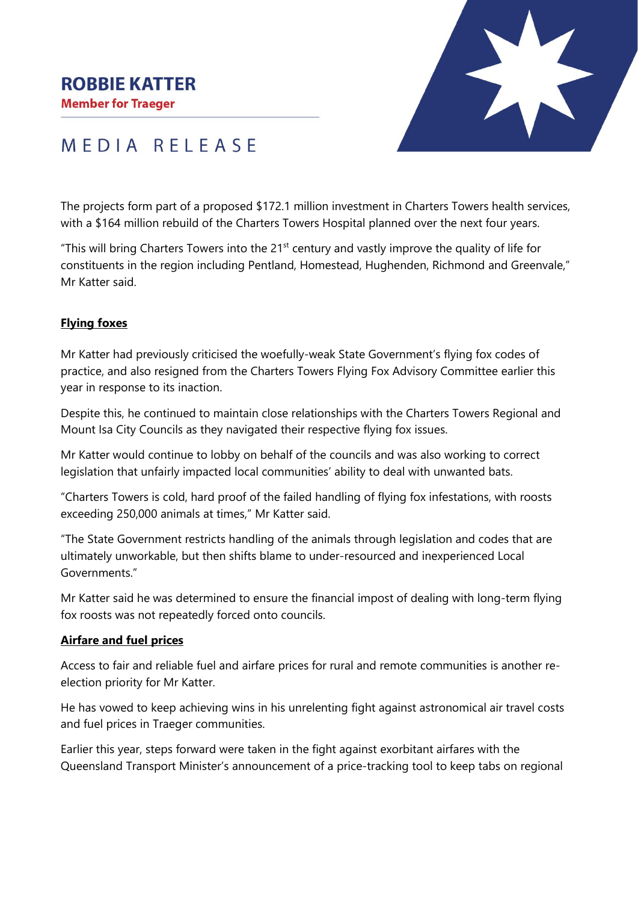The projects form part of a proposed $172.1 million investment in Charters Towers health services, with a $164 million rebuild of the Charters Towers Hospital planned over the next four years.

"This will bring Charters Towers into the 21st century and vastly improve the quality of life for constituents in the region including Pentland, Homestead, Hughenden, Richmond and Greenvale," Mr Katter said.

**Flying foxes**

Mr Katter had previously criticised the woefully-weak State Government's flying fox codes of practice, and also resigned from the Charters Towers Flying Fox Advisory Committee earlier this year in response to its inaction.

Despite this, he continued to maintain close relationships with the Charters Towers Regional and Mount Isa City Councils as they navigated their respective flying fox issues.

Mr Katter would continue to lobby on behalf of the councils and was also working to correct legislation that unfairly impacted local communities' ability to deal with unwanted bats.

"Charters Towers is cold, hard proof of the failed handling of flying fox infestations, with roosts exceeding 250,000 animals at times," Mr Katter said.

"The State Government restricts handling of the animals through legislation and codes that are ultimately unworkable, but then shifts blame to under-resourced and inexperienced Local Governments."

Mr Katter said he was determined to ensure the financial impost of dealing with long-term flying fox roosts was not repeatedly forced onto councils.

**Airfare and fuel prices**

Access to fair and reliable fuel and airfare prices for rural and remote communities is another re-election priority for Mr Katter.

He has vowed to keep achieving wins in his unrelenting fight against astronomical air travel costs and fuel prices in Traeger communities.

Earlier this year, steps forward were taken in the fight against exorbitant airfares with the Queensland Transport Minister's announcement of a price-tracking tool to keep tabs on regional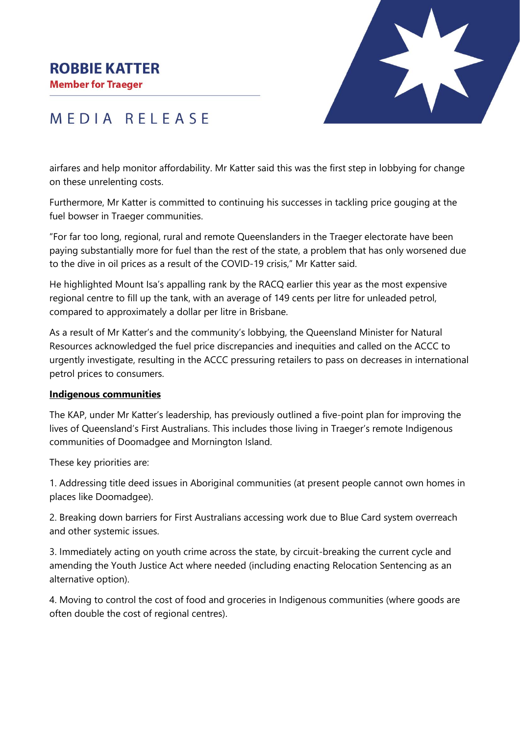airfares and help monitor affordability. Mr Katter said this was the first step in lobbying for change on these unrelenting costs.

Furthermore, Mr Katter is committed to continuing his successes in tackling price gouging at the fuel bowser in Traeger communities.

"For far too long, regional, rural and remote Queenslanders in the Traeger electorate have been paying substantially more for fuel than the rest of the state, a problem that has only worsened due to the dive in oil prices as a result of the COVID-19 crisis," Mr Katter said.

He highlighted Mount Isa's appalling rank by the RACQ earlier this year as the most expensive regional centre to fill up the tank, with an average of 149 cents per litre for unleaded petrol, compared to approximately a dollar per litre in Brisbane.

As a result of Mr Katter's and the community's lobbying, the Queensland Minister for Natural Resources acknowledged the fuel price discrepancies and inequities and called on the ACCC to urgently investigate, resulting in the ACCC pressuring retailers to pass on decreases in international petrol prices to consumers.

**Indigenous communities**

The KAP, under Mr Katter's leadership, has previously outlined a five-point plan for improving the lives of Queensland's First Australians. This includes those living in Traeger's remote Indigenous communities of Doomadgee and Mornington Island.

These key priorities are:

1. Addressing title deed issues in Aboriginal communities (at present people cannot own homes in places like Doomadgee).

2. Breaking down barriers for First Australians accessing work due to Blue Card system overreach and other systemic issues.

3. Immediately acting on youth crime across the state, by circuit-breaking the current cycle and amending the Youth Justice Act where needed (including enacting Relocation Sentencing as an alternative option).

4. Moving to control the cost of food and groceries in Indigenous communities (where goods are often double the cost of regional centres).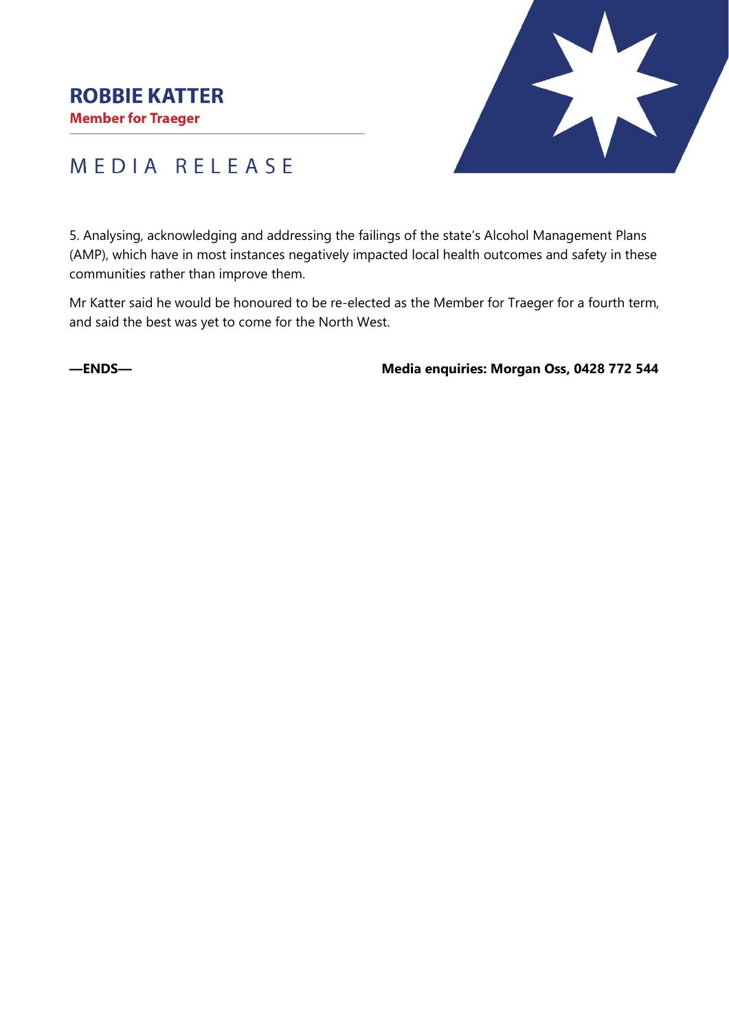**ROBBIE KATTER**
**Member for Traeger**

MEDIA RELEASE

5. Analysing, acknowledging and addressing the failings of the state's Alcohol Management Plans (AMP), which have in most instances negatively impacted local health outcomes and safety in these communities rather than improve them.

Mr Katter said he would be honoured to be re-elected as the Member for Traeger for a fourth term, and said the best was yet to come for the North West.

**—ENDS—** **Media enquiries: Morgan Oss, 0428 772 544**